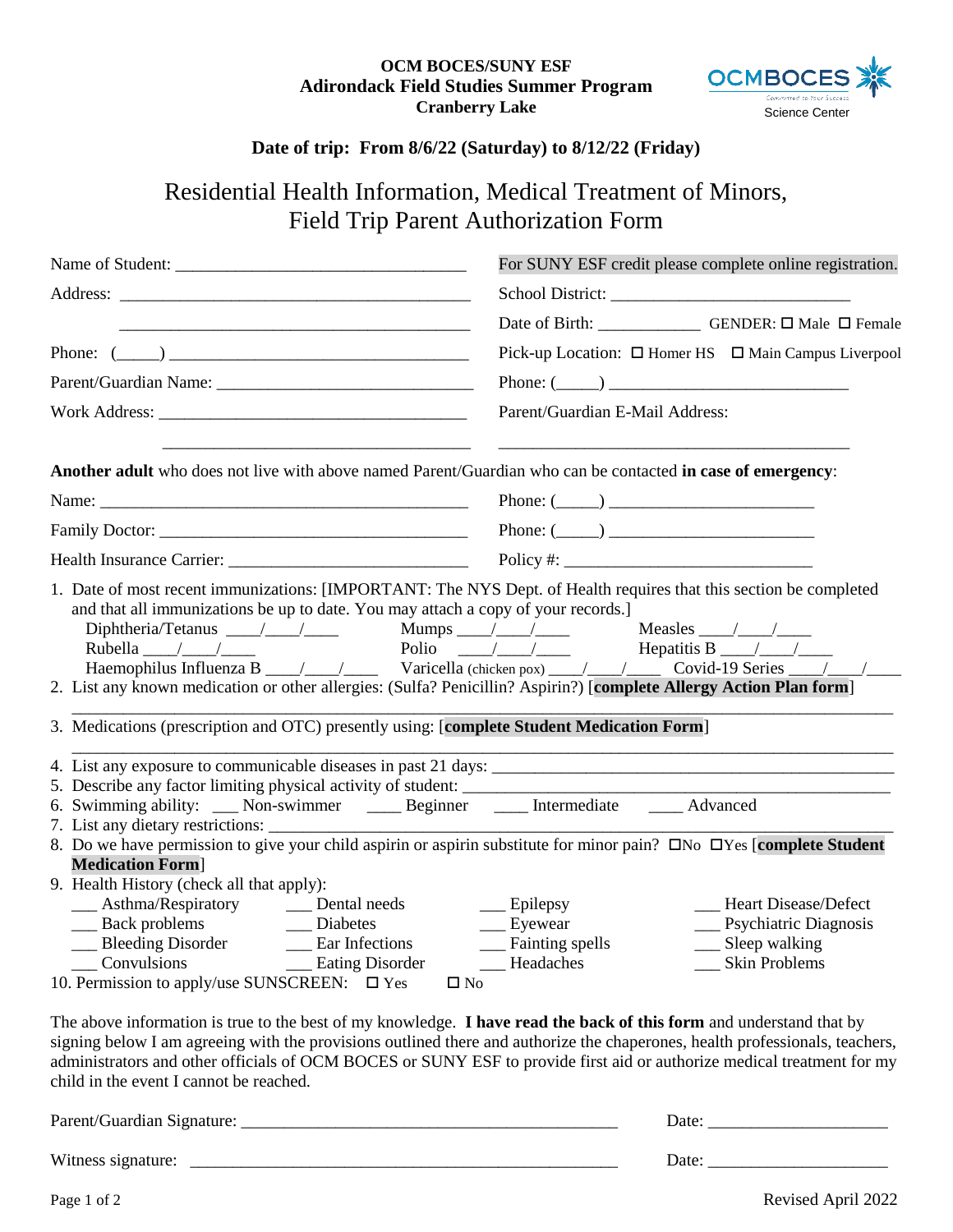**OCM BOCES/SUNY ESF**
**Adirondack Field Studies Summer Program**
**Cranberry Lake**

OCMBOCES Science Center

**Date of trip: From 8/6/22 (Saturday) to 8/12/22 (Friday)**

# Residential Health Information, Medical Treatment of Minors, Field Trip Parent Authorization Form

Name of Student: ___________________________________

For SUNY ESF credit please complete online registration.

Address: _____________________________________________

_____________________________________________

School District: ______________________________

Date of Birth: _____________ GENDER: ☐ Male ☐ Female

Phone: (_____) ___________________________________

Pick-up Location: ☐ Homer HS ☐ Main Campus Liverpool

Parent/Guardian Name: _______________________________

Phone: (_____) _____________________________

Work Address: ______________________________________

_____________________________________

Parent/Guardian E-Mail Address:

_____________________________________________

**Another adult** who does not live with above named Parent/Guardian who can be contacted **in case of emergency**:

Name: ______________________________________________ Phone: (_____) ________________________

Family Doctor: ______________________________________ Phone: (_____) ________________________

Health Insurance Carrier: _____________________________ Policy #: ______________________________

1. Date of most recent immunizations: [IMPORTANT: The NYS Dept. of Health requires that this section be completed and that all immunizations be up to date. You may attach a copy of your records.]
   Diphtheria/Tetanus ____/____/____ Mumps ____/____/____ Measles ____/____/____
   Rubella ____/____/____ Polio ____/____/____ Hepatitis B ____/____/____
   Haemophilus Influenza B ____/____/____ Varicella (chicken pox) ____/____/____ Covid-19 Series ____/____/____
2. List any known medication or other allergies: (Sulfa? Penicillin? Aspirin?) [**complete Allergy Action Plan form**]
   _____________________________________________________________________________________
3. Medications (prescription and OTC) presently using: [**complete Student Medication Form**]
   _____________________________________________________________________________________
4. List any exposure to communicable diseases in past 21 days: _______________________________________
5. Describe any factor limiting physical activity of student: _________________________________________
6. Swimming ability: ___ Non-swimmer ____ Beginner ____ Intermediate ____ Advanced
7. List any dietary restrictions: ______________________________________________________________
8. Do we have permission to give your child aspirin or aspirin substitute for minor pain? ☐No ☐Yes [**complete Student Medication Form**]
9. Health History (check all that apply):
   ___ Asthma/Respiratory ___ Dental needs ___ Epilepsy ___ Heart Disease/Defect
   ___ Back problems ___ Diabetes ___ Eyewear ___ Psychiatric Diagnosis
   ___ Bleeding Disorder ___ Ear Infections ___ Fainting spells ___ Sleep walking
   ___ Convulsions ___ Eating Disorder ___ Headaches ___ Skin Problems
10. Permission to apply/use SUNSCREEN: ☐ Yes ☐ No

The above information is true to the best of my knowledge. **I have read the back of this form** and understand that by signing below I am agreeing with the provisions outlined there and authorize the chaperones, health professionals, teachers, administrators and other officials of OCM BOCES or SUNY ESF to provide first aid or authorize medical treatment for my child in the event I cannot be reached.

Parent/Guardian Signature: _____________________________________________ Date: _____________________

Witness signature: ___________________________________________________ Date: _____________________

Revised April 2022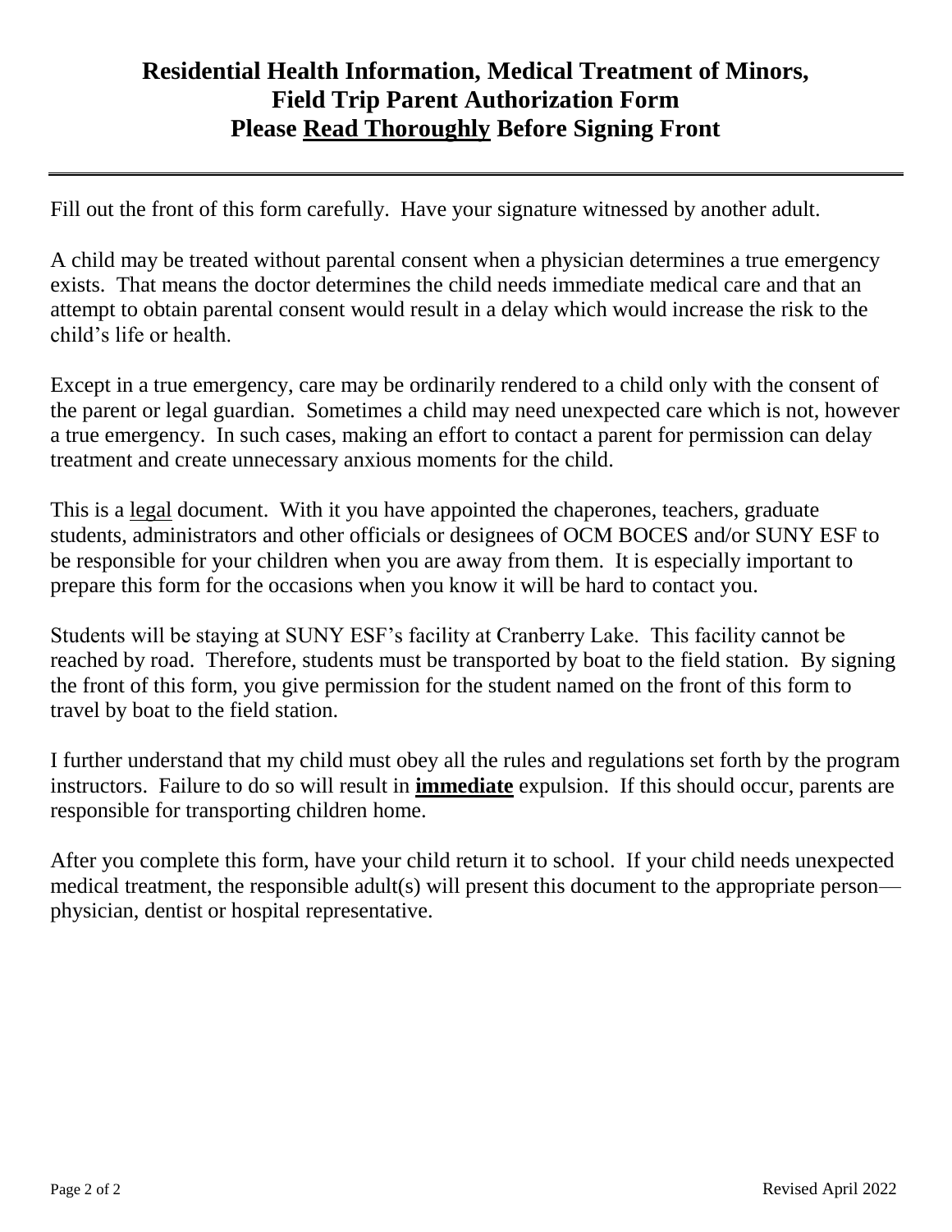# Residential Health Information, Medical Treatment of Minors, Field Trip Parent Authorization Form
# Please Read Thoroughly Before Signing Front

---

Fill out the front of this form carefully. Have your signature witnessed by another adult.

A child may be treated without parental consent when a physician determines a true emergency exists. That means the doctor determines the child needs immediate medical care and that an attempt to obtain parental consent would result in a delay which would increase the risk to the child's life or health.

Except in a true emergency, care may be ordinarily rendered to a child only with the consent of the parent or legal guardian. Sometimes a child may need unexpected care which is not, however a true emergency. In such cases, making an effort to contact a parent for permission can delay treatment and create unnecessary anxious moments for the child.

This is a legal document. With it you have appointed the chaperones, teachers, graduate students, administrators and other officials or designees of OCM BOCES and/or SUNY ESF to be responsible for your children when you are away from them. It is especially important to prepare this form for the occasions when you know it will be hard to contact you.

Students will be staying at SUNY ESF's facility at Cranberry Lake. This facility cannot be reached by road. Therefore, students must be transported by boat to the field station. By signing the front of this form, you give permission for the student named on the front of this form to travel by boat to the field station.

I further understand that my child must obey all the rules and regulations set forth by the program instructors. Failure to do so will result in **immediate** expulsion. If this should occur, parents are responsible for transporting children home.

After you complete this form, have your child return it to school. If your child needs unexpected medical treatment, the responsible adult(s) will present this document to the appropriate person—physician, dentist or hospital representative.

Revised April 2022